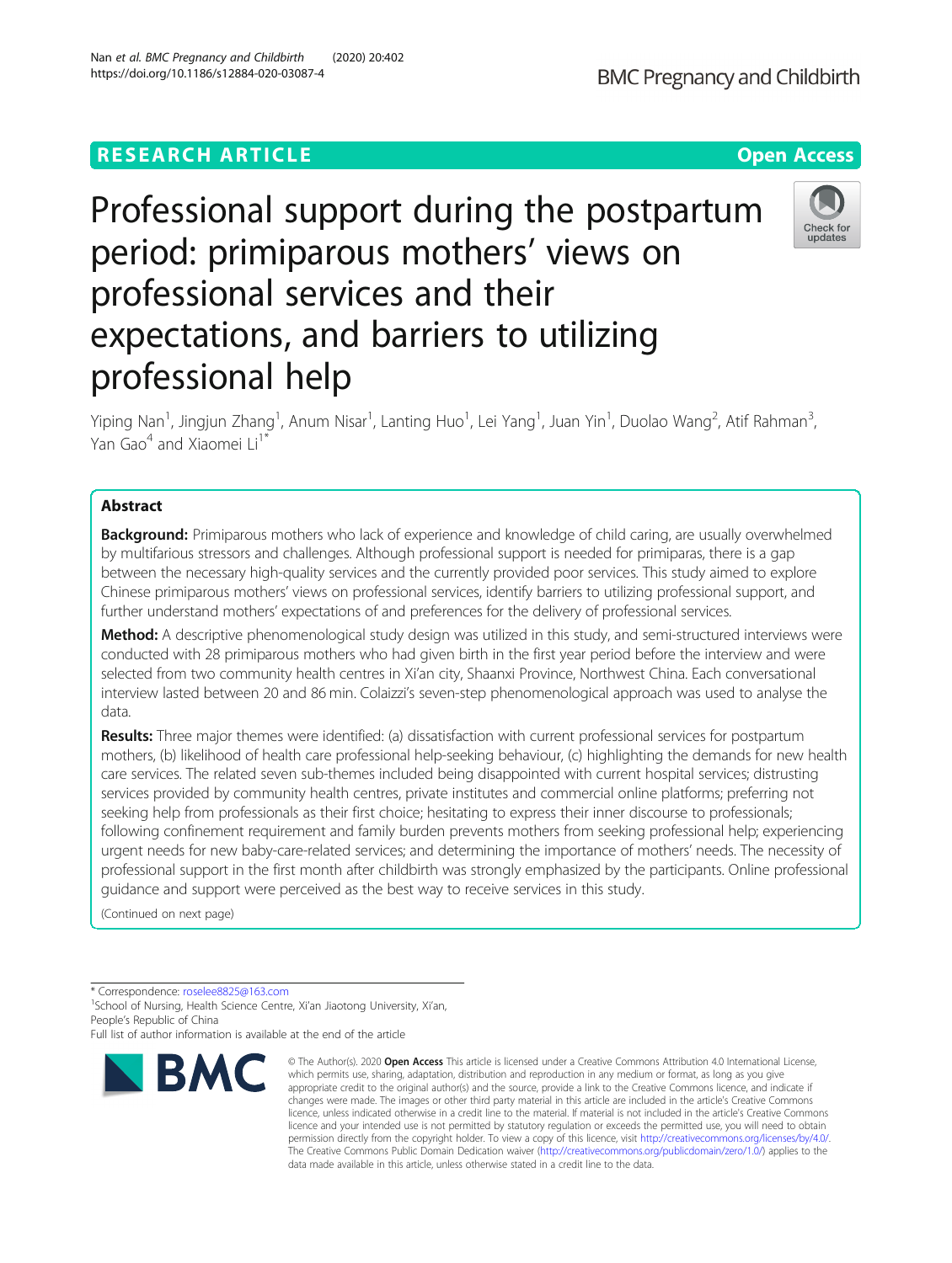RESEARCH ARTICLE

Open Access

# Professional support during the postpartum period: primiparous mothers' views on professional services and their expectations, and barriers to utilizing professional help

Yiping Nan[1], Jingjun Zhang[1], Anum Nisar[1], Lanting Huo[1], Lei Yang[1], Juan Yin[1], Duolao Wang[2], Atif Rahman[3], Yan Gao[4] and Xiaomei Li[1*]

## Abstract

**Background:** Primiparous mothers who lack of experience and knowledge of child caring, are usually overwhelmed by multifarious stressors and challenges. Although professional support is needed for primiparas, there is a gap between the necessary high-quality services and the currently provided poor services. This study aimed to explore Chinese primiparous mothers' views on professional services, identify barriers to utilizing professional support, and further understand mothers' expectations of and preferences for the delivery of professional services.

**Method:** A descriptive phenomenological study design was utilized in this study, and semi-structured interviews were conducted with 28 primiparous mothers who had given birth in the first year period before the interview and were selected from two community health centres in Xi'an city, Shaanxi Province, Northwest China. Each conversational interview lasted between 20 and 86 min. Colaizzi's seven-step phenomenological approach was used to analyse the data.

**Results:** Three major themes were identified: (a) dissatisfaction with current professional services for postpartum mothers, (b) likelihood of health care professional help-seeking behaviour, (c) highlighting the demands for new health care services. The related seven sub-themes included being disappointed with current hospital services; distrusting services provided by community health centres, private institutes and commercial online platforms; preferring not seeking help from professionals as their first choice; hesitating to express their inner discourse to professionals; following confinement requirement and family burden prevents mothers from seeking professional help; experiencing urgent needs for new baby-care-related services; and determining the importance of mothers' needs. The necessity of professional support in the first month after childbirth was strongly emphasized by the participants. Online professional guidance and support were perceived as the best way to receive services in this study.

(Continued on next page)

* Correspondence: roselee8825@163.com

[1]School of Nursing, Health Science Centre, Xi'an Jiaotong University, Xi'an, People's Republic of China

Full list of author information is available at the end of the article

© The Author(s). 2020 **Open Access** This article is licensed under a Creative Commons Attribution 4.0 International License, which permits use, sharing, adaptation, distribution and reproduction in any medium or format, as long as you give appropriate credit to the original author(s) and the source, provide a link to the Creative Commons licence, and indicate if changes were made. The images or other third party material in this article are included in the article's Creative Commons licence, unless indicated otherwise in a credit line to the material. If material is not included in the article's Creative Commons licence and your intended use is not permitted by statutory regulation or exceeds the permitted use, you will need to obtain permission directly from the copyright holder. To view a copy of this licence, visit http://creativecommons.org/licenses/by/4.0/. The Creative Commons Public Domain Dedication waiver (http://creativecommons.org/publicdomain/zero/1.0/) applies to the data made available in this article, unless otherwise stated in a credit line to the data.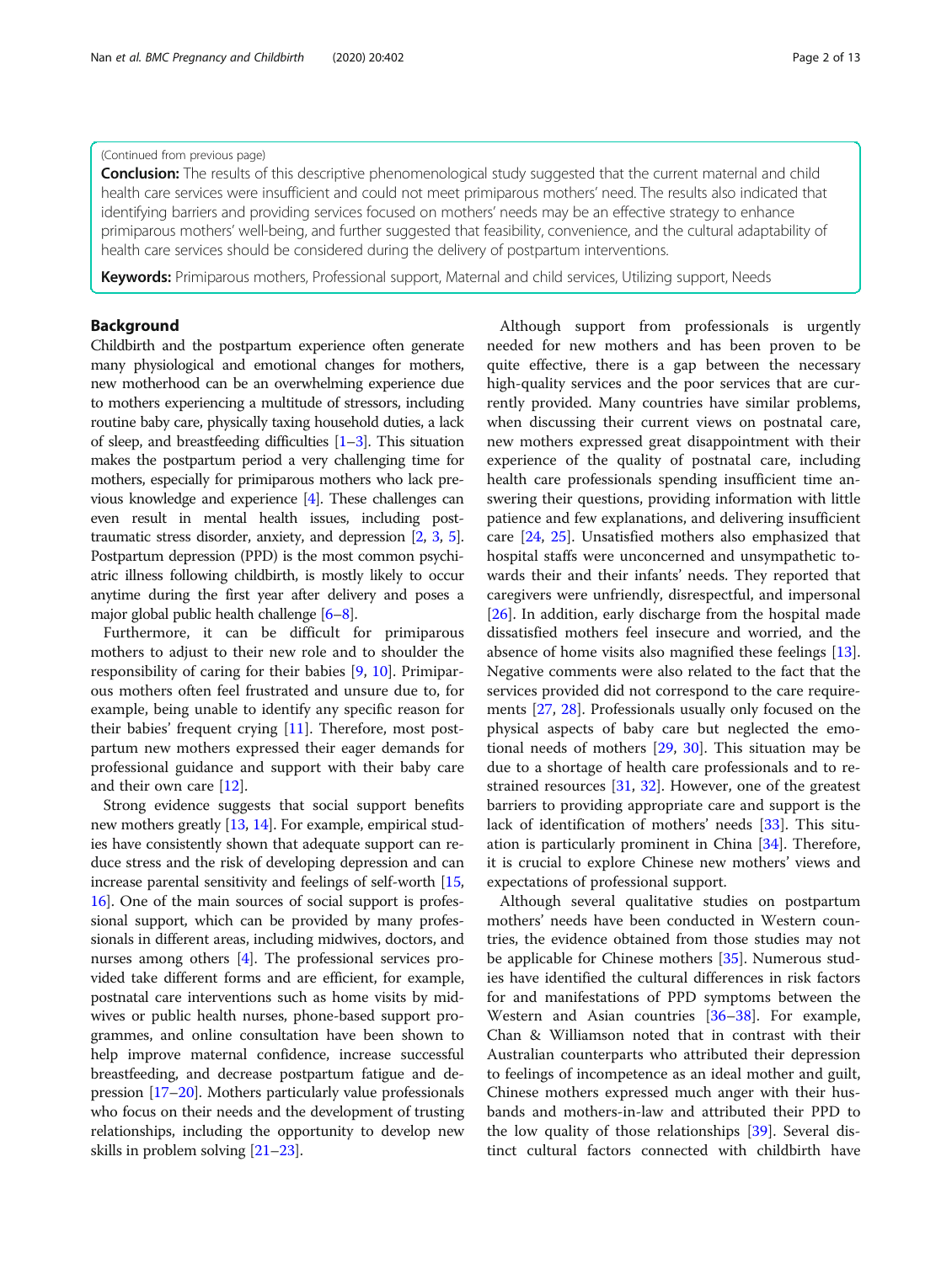(Continued from previous page)

**Conclusion:** The results of this descriptive phenomenological study suggested that the current maternal and child health care services were insufficient and could not meet primiparous mothers' need. The results also indicated that identifying barriers and providing services focused on mothers' needs may be an effective strategy to enhance primiparous mothers' well-being, and further suggested that feasibility, convenience, and the cultural adaptability of health care services should be considered during the delivery of postpartum interventions.

**Keywords:** Primiparous mothers, Professional support, Maternal and child services, Utilizing support, Needs

## Background

Childbirth and the postpartum experience often generate many physiological and emotional changes for mothers, new motherhood can be an overwhelming experience due to mothers experiencing a multitude of stressors, including routine baby care, physically taxing household duties, a lack of sleep, and breastfeeding difficulties [1–3]. This situation makes the postpartum period a very challenging time for mothers, especially for primiparous mothers who lack previous knowledge and experience [4]. These challenges can even result in mental health issues, including post-traumatic stress disorder, anxiety, and depression [2, 3, 5]. Postpartum depression (PPD) is the most common psychiatric illness following childbirth, is mostly likely to occur anytime during the first year after delivery and poses a major global public health challenge [6–8].

Furthermore, it can be difficult for primiparous mothers to adjust to their new role and to shoulder the responsibility of caring for their babies [9, 10]. Primiparous mothers often feel frustrated and unsure due to, for example, being unable to identify any specific reason for their babies' frequent crying [11]. Therefore, most postpartum new mothers expressed their eager demands for professional guidance and support with their baby care and their own care [12].

Strong evidence suggests that social support benefits new mothers greatly [13, 14]. For example, empirical studies have consistently shown that adequate support can reduce stress and the risk of developing depression and can increase parental sensitivity and feelings of self-worth [15, 16]. One of the main sources of social support is professional support, which can be provided by many professionals in different areas, including midwives, doctors, and nurses among others [4]. The professional services provided take different forms and are efficient, for example, postnatal care interventions such as home visits by midwives or public health nurses, phone-based support programmes, and online consultation have been shown to help improve maternal confidence, increase successful breastfeeding, and decrease postpartum fatigue and depression [17–20]. Mothers particularly value professionals who focus on their needs and the development of trusting relationships, including the opportunity to develop new skills in problem solving [21–23].

Although support from professionals is urgently needed for new mothers and has been proven to be quite effective, there is a gap between the necessary high-quality services and the poor services that are currently provided. Many countries have similar problems, when discussing their current views on postnatal care, new mothers expressed great disappointment with their experience of the quality of postnatal care, including health care professionals spending insufficient time answering their questions, providing information with little patience and few explanations, and delivering insufficient care [24, 25]. Unsatisfied mothers also emphasized that hospital staffs were unconcerned and unsympathetic towards their and their infants' needs. They reported that caregivers were unfriendly, disrespectful, and impersonal [26]. In addition, early discharge from the hospital made dissatisfied mothers feel insecure and worried, and the absence of home visits also magnified these feelings [13]. Negative comments were also related to the fact that the services provided did not correspond to the care requirements [27, 28]. Professionals usually only focused on the physical aspects of baby care but neglected the emotional needs of mothers [29, 30]. This situation may be due to a shortage of health care professionals and to restrained resources [31, 32]. However, one of the greatest barriers to providing appropriate care and support is the lack of identification of mothers' needs [33]. This situation is particularly prominent in China [34]. Therefore, it is crucial to explore Chinese new mothers' views and expectations of professional support.

Although several qualitative studies on postpartum mothers' needs have been conducted in Western countries, the evidence obtained from those studies may not be applicable for Chinese mothers [35]. Numerous studies have identified the cultural differences in risk factors for and manifestations of PPD symptoms between the Western and Asian countries [36–38]. For example, Chan & Williamson noted that in contrast with their Australian counterparts who attributed their depression to feelings of incompetence as an ideal mother and guilt, Chinese mothers expressed much anger with their husbands and mothers-in-law and attributed their PPD to the low quality of those relationships [39]. Several distinct cultural factors connected with childbirth have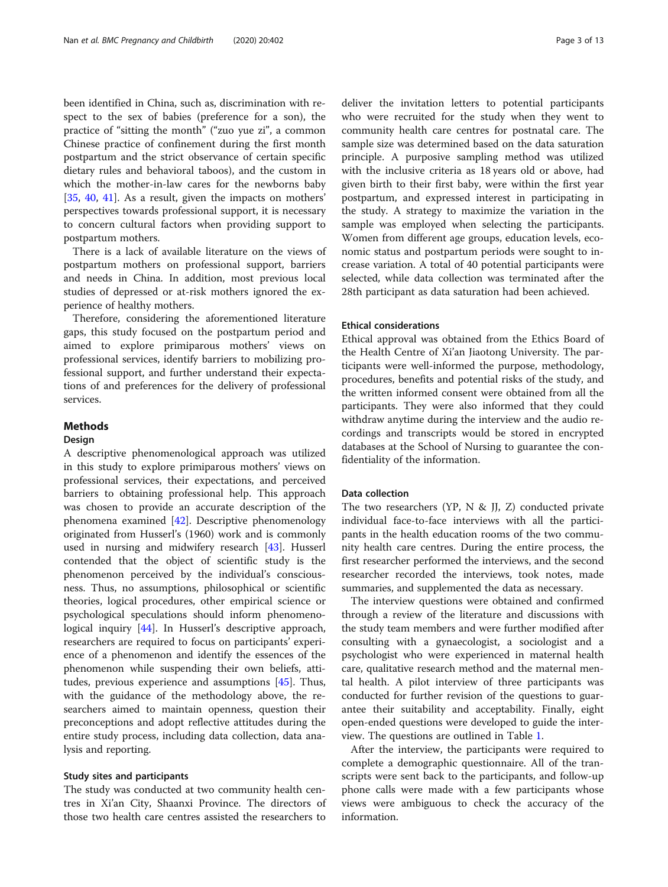been identified in China, such as, discrimination with respect to the sex of babies (preference for a son), the practice of "sitting the month" ("zuo yue zi", a common Chinese practice of confinement during the first month postpartum and the strict observance of certain specific dietary rules and behavioral taboos), and the custom in which the mother-in-law cares for the newborns baby [35, 40, 41]. As a result, given the impacts on mothers' perspectives towards professional support, it is necessary to concern cultural factors when providing support to postpartum mothers.

There is a lack of available literature on the views of postpartum mothers on professional support, barriers and needs in China. In addition, most previous local studies of depressed or at-risk mothers ignored the experience of healthy mothers.

Therefore, considering the aforementioned literature gaps, this study focused on the postpartum period and aimed to explore primiparous mothers' views on professional services, identify barriers to mobilizing professional support, and further understand their expectations of and preferences for the delivery of professional services.

## Methods

### Design

A descriptive phenomenological approach was utilized in this study to explore primiparous mothers' views on professional services, their expectations, and perceived barriers to obtaining professional help. This approach was chosen to provide an accurate description of the phenomena examined [42]. Descriptive phenomenology originated from Husserl's (1960) work and is commonly used in nursing and midwifery research [43]. Husserl contended that the object of scientific study is the phenomenon perceived by the individual's consciousness. Thus, no assumptions, philosophical or scientific theories, logical procedures, other empirical science or psychological speculations should inform phenomenological inquiry [44]. In Husserl's descriptive approach, researchers are required to focus on participants' experience of a phenomenon and identify the essences of the phenomenon while suspending their own beliefs, attitudes, previous experience and assumptions [45]. Thus, with the guidance of the methodology above, the researchers aimed to maintain openness, question their preconceptions and adopt reflective attitudes during the entire study process, including data collection, data analysis and reporting.

### Study sites and participants

The study was conducted at two community health centres in Xi'an City, Shaanxi Province. The directors of those two health care centres assisted the researchers to deliver the invitation letters to potential participants who were recruited for the study when they went to community health care centres for postnatal care. The sample size was determined based on the data saturation principle. A purposive sampling method was utilized with the inclusive criteria as 18 years old or above, had given birth to their first baby, were within the first year postpartum, and expressed interest in participating in the study. A strategy to maximize the variation in the sample was employed when selecting the participants. Women from different age groups, education levels, economic status and postpartum periods were sought to increase variation. A total of 40 potential participants were selected, while data collection was terminated after the 28th participant as data saturation had been achieved.

### Ethical considerations

Ethical approval was obtained from the Ethics Board of the Health Centre of Xi'an Jiaotong University. The participants were well-informed the purpose, methodology, procedures, benefits and potential risks of the study, and the written informed consent were obtained from all the participants. They were also informed that they could withdraw anytime during the interview and the audio recordings and transcripts would be stored in encrypted databases at the School of Nursing to guarantee the confidentiality of the information.

### Data collection

The two researchers (YP, N & JJ, Z) conducted private individual face-to-face interviews with all the participants in the health education rooms of the two community health care centres. During the entire process, the first researcher performed the interviews, and the second researcher recorded the interviews, took notes, made summaries, and supplemented the data as necessary.

The interview questions were obtained and confirmed through a review of the literature and discussions with the study team members and were further modified after consulting with a gynaecologist, a sociologist and a psychologist who were experienced in maternal health care, qualitative research method and the maternal mental health. A pilot interview of three participants was conducted for further revision of the questions to guarantee their suitability and acceptability. Finally, eight open-ended questions were developed to guide the interview. The questions are outlined in Table 1.

After the interview, the participants were required to complete a demographic questionnaire. All of the transcripts were sent back to the participants, and follow-up phone calls were made with a few participants whose views were ambiguous to check the accuracy of the information.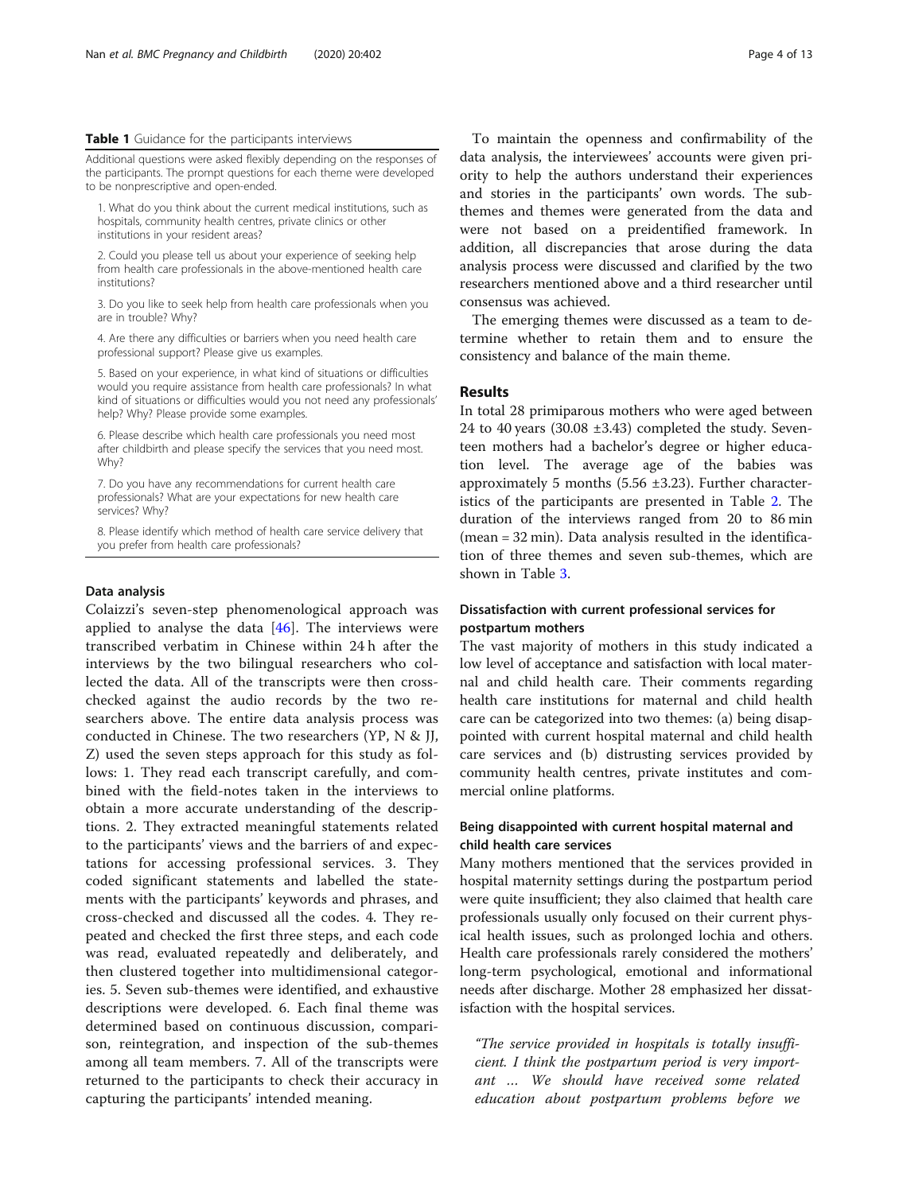**Table 1** Guidance for the participants interviews

Additional questions were asked flexibly depending on the responses of the participants. The prompt questions for each theme were developed to be nonprescriptive and open-ended.

1. What do you think about the current medical institutions, such as hospitals, community health centres, private clinics or other institutions in your resident areas?
2. Could you please tell us about your experience of seeking help from health care professionals in the above-mentioned health care institutions?
3. Do you like to seek help from health care professionals when you are in trouble? Why?
4. Are there any difficulties or barriers when you need health care professional support? Please give us examples.
5. Based on your experience, in what kind of situations or difficulties would you require assistance from health care professionals? In what kind of situations or difficulties would you not need any professionals' help? Why? Please provide some examples.
6. Please describe which health care professionals you need most after childbirth and please specify the services that you need most. Why?
7. Do you have any recommendations for current health care professionals? What are your expectations for new health care services? Why?
8. Please identify which method of health care service delivery that you prefer from health care professionals?

### Data analysis

Colaizzi's seven-step phenomenological approach was applied to analyse the data [46]. The interviews were transcribed verbatim in Chinese within 24 h after the interviews by the two bilingual researchers who collected the data. All of the transcripts were then cross-checked against the audio records by the two researchers above. The entire data analysis process was conducted in Chinese. The two researchers (YP, N & JJ, Z) used the seven steps approach for this study as follows: 1. They read each transcript carefully, and combined with the field-notes taken in the interviews to obtain a more accurate understanding of the descriptions. 2. They extracted meaningful statements related to the participants' views and the barriers of and expectations for accessing professional services. 3. They coded significant statements and labelled the statements with the participants' keywords and phrases, and cross-checked and discussed all the codes. 4. They repeated and checked the first three steps, and each code was read, evaluated repeatedly and deliberately, and then clustered together into multidimensional categories. 5. Seven sub-themes were identified, and exhaustive descriptions were developed. 6. Each final theme was determined based on continuous discussion, comparison, reintegration, and inspection of the sub-themes among all team members. 7. All of the transcripts were returned to the participants to check their accuracy in capturing the participants' intended meaning.

To maintain the openness and confirmability of the data analysis, the interviewees' accounts were given priority to help the authors understand their experiences and stories in the participants' own words. The sub-themes and themes were generated from the data and were not based on a preidentified framework. In addition, all discrepancies that arose during the data analysis process were discussed and clarified by the two researchers mentioned above and a third researcher until consensus was achieved.

The emerging themes were discussed as a team to determine whether to retain them and to ensure the consistency and balance of the main theme.

## Results

In total 28 primiparous mothers who were aged between 24 to 40 years (30.08 ±3.43) completed the study. Seventeen mothers had a bachelor's degree or higher education level. The average age of the babies was approximately 5 months (5.56 ±3.23). Further characteristics of the participants are presented in Table 2. The duration of the interviews ranged from 20 to 86 min (mean = 32 min). Data analysis resulted in the identification of three themes and seven sub-themes, which are shown in Table 3.

### Dissatisfaction with current professional services for postpartum mothers

The vast majority of mothers in this study indicated a low level of acceptance and satisfaction with local maternal and child health care. Their comments regarding health care institutions for maternal and child health care can be categorized into two themes: (a) being disappointed with current hospital maternal and child health care services and (b) distrusting services provided by community health centres, private institutes and commercial online platforms.

### Being disappointed with current hospital maternal and child health care services

Many mothers mentioned that the services provided in hospital maternity settings during the postpartum period were quite insufficient; they also claimed that health care professionals usually only focused on their current physical health issues, such as prolonged lochia and others. Health care professionals rarely considered the mothers' long-term psychological, emotional and informational needs after discharge. Mother 28 emphasized her dissatisfaction with the hospital services.

> *"The service provided in hospitals is totally insufficient. I think the postpartum period is very important … We should have received some related education about postpartum problems before we*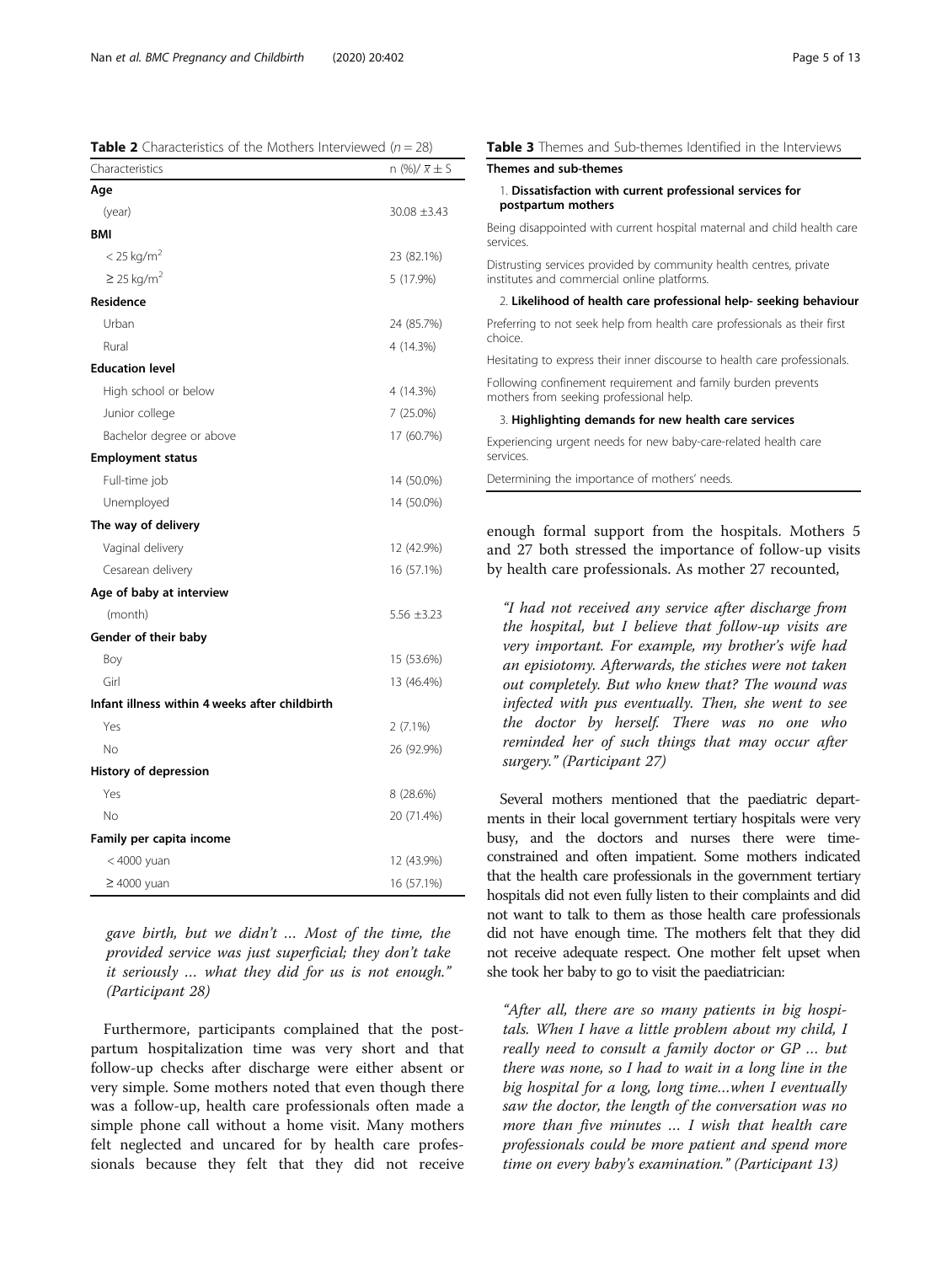**Table 2** Characteristics of the Mothers Interviewed ($n = 28$)

| Characteristics | n (%)/ $\overline{x} \pm S$ |
|---|---|
| **Age** | |
| (year) | 30.08 ±3.43 |
| **BMI** | |
| < 25 kg/m$^2$ | 23 (82.1%) |
| ≥ 25 kg/m$^2$ | 5 (17.9%) |
| **Residence** | |
| Urban | 24 (85.7%) |
| Rural | 4 (14.3%) |
| **Education level** | |
| High school or below | 4 (14.3%) |
| Junior college | 7 (25.0%) |
| Bachelor degree or above | 17 (60.7%) |
| **Employment status** | |
| Full-time job | 14 (50.0%) |
| Unemployed | 14 (50.0%) |
| **The way of delivery** | |
| Vaginal delivery | 12 (42.9%) |
| Cesarean delivery | 16 (57.1%) |
| **Age of baby at interview** | |
| (month) | 5.56 ±3.23 |
| **Gender of their baby** | |
| Boy | 15 (53.6%) |
| Girl | 13 (46.4%) |
| **Infant illness within 4 weeks after childbirth** | |
| Yes | 2 (7.1%) |
| No | 26 (92.9%) |
| **History of depression** | |
| Yes | 8 (28.6%) |
| No | 20 (71.4%) |
| **Family per capita income** | |
| < 4000 yuan | 12 (43.9%) |
| ≥ 4000 yuan | 16 (57.1%) |

*gave birth, but we didn't … Most of the time, the provided service was just superficial; they don't take it seriously … what they did for us is not enough." (Participant 28)*

Furthermore, participants complained that the postpartum hospitalization time was very short and that follow-up checks after discharge were either absent or very simple. Some mothers noted that even though there was a follow-up, health care professionals often made a simple phone call without a home visit. Many mothers felt neglected and uncared for by health care professionals because they felt that they did not receive enough formal support from the hospitals. Mothers 5 and 27 both stressed the importance of follow-up visits by health care professionals. As mother 27 recounted,

**Table 3** Themes and Sub-themes Identified in the Interviews

| Themes and sub-themes |
|---|
| 1. **Dissatisfaction with current professional services for postpartum mothers** |
| Being disappointed with current hospital maternal and child health care services. |
| Distrusting services provided by community health centres, private institutes and commercial online platforms. |
| 2. **Likelihood of health care professional help- seeking behaviour** |
| Preferring to not seek help from health care professionals as their first choice. |
| Hesitating to express their inner discourse to health care professionals. |
| Following confinement requirement and family burden prevents mothers from seeking professional help. |
| 3. **Highlighting demands for new health care services** |
| Experiencing urgent needs for new baby-care-related health care services. |
| Determining the importance of mothers' needs. |

> *"I had not received any service after discharge from the hospital, but I believe that follow-up visits are very important. For example, my brother's wife had an episiotomy. Afterwards, the stiches were not taken out completely. But who knew that? The wound was infected with pus eventually. Then, she went to see the doctor by herself. There was no one who reminded her of such things that may occur after surgery." (Participant 27)*

Several mothers mentioned that the paediatric departments in their local government tertiary hospitals were very busy, and the doctors and nurses there were time-constrained and often impatient. Some mothers indicated that the health care professionals in the government tertiary hospitals did not even fully listen to their complaints and did not want to talk to them as those health care professionals did not have enough time. The mothers felt that they did not receive adequate respect. One mother felt upset when she took her baby to go to visit the paediatrician:

> *"After all, there are so many patients in big hospitals. When I have a little problem about my child, I really need to consult a family doctor or GP … but there was none, so I had to wait in a long line in the big hospital for a long, long time…when I eventually saw the doctor, the length of the conversation was no more than five minutes … I wish that health care professionals could be more patient and spend more time on every baby's examination." (Participant 13)*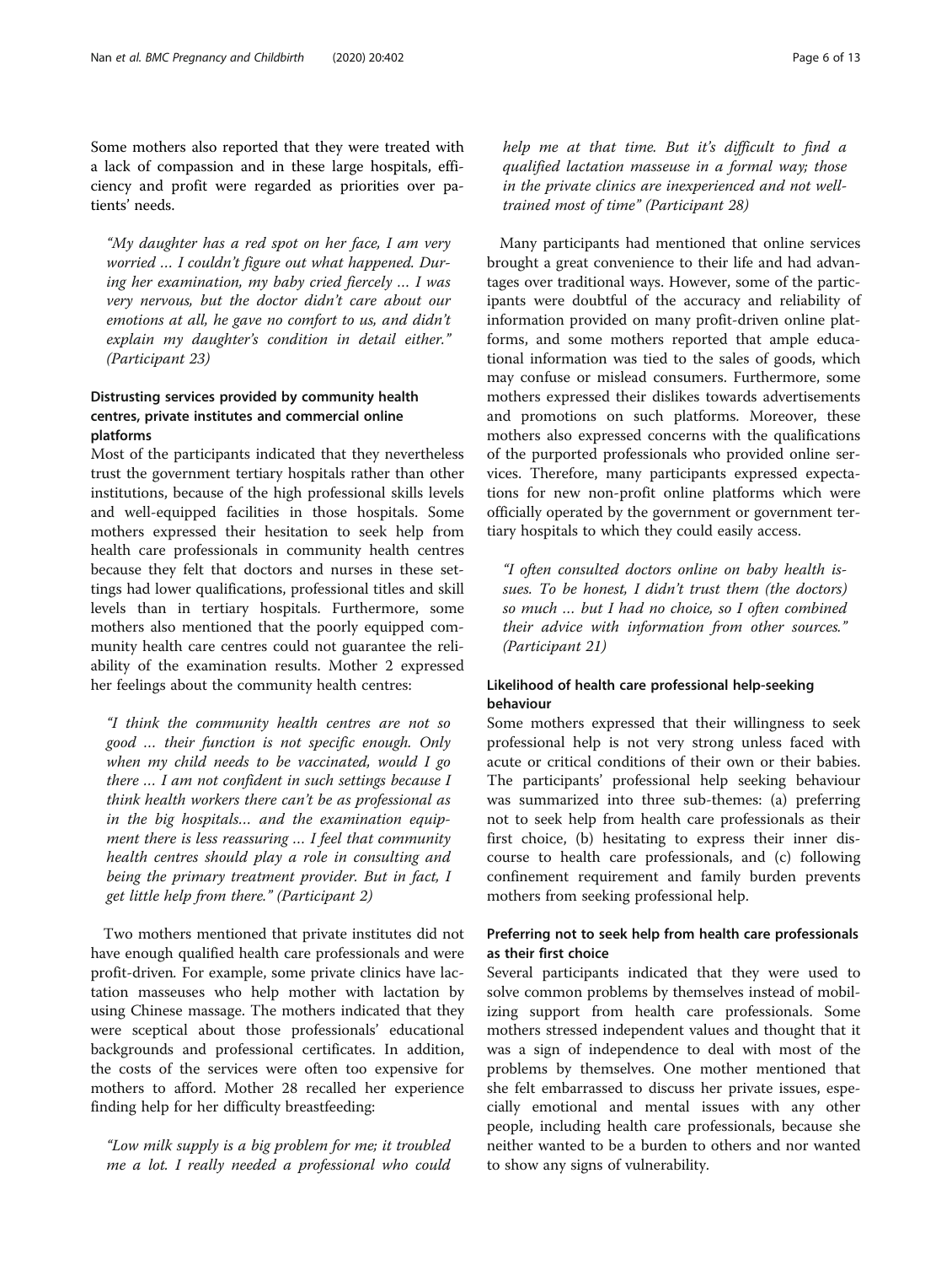Some mothers also reported that they were treated with a lack of compassion and in these large hospitals, efficiency and profit were regarded as priorities over patients' needs.

> "My daughter has a red spot on her face, I am very worried … I couldn't figure out what happened. During her examination, my baby cried fiercely … I was very nervous, but the doctor didn't care about our emotions at all, he gave no comfort to us, and didn't explain my daughter's condition in detail either." (Participant 23)

### Distrusting services provided by community health centres, private institutes and commercial online platforms

Most of the participants indicated that they nevertheless trust the government tertiary hospitals rather than other institutions, because of the high professional skills levels and well-equipped facilities in those hospitals. Some mothers expressed their hesitation to seek help from health care professionals in community health centres because they felt that doctors and nurses in these settings had lower qualifications, professional titles and skill levels than in tertiary hospitals. Furthermore, some mothers also mentioned that the poorly equipped community health care centres could not guarantee the reliability of the examination results. Mother 2 expressed her feelings about the community health centres:

> "I think the community health centres are not so good … their function is not specific enough. Only when my child needs to be vaccinated, would I go there … I am not confident in such settings because I think health workers there can't be as professional as in the big hospitals… and the examination equipment there is less reassuring … I feel that community health centres should play a role in consulting and being the primary treatment provider. But in fact, I get little help from there." (Participant 2)

Two mothers mentioned that private institutes did not have enough qualified health care professionals and were profit-driven. For example, some private clinics have lactation masseuses who help mother with lactation by using Chinese massage. The mothers indicated that they were sceptical about those professionals' educational backgrounds and professional certificates. In addition, the costs of the services were often too expensive for mothers to afford. Mother 28 recalled her experience finding help for her difficulty breastfeeding:

> "Low milk supply is a big problem for me; it troubled me a lot. I really needed a professional who could help me at that time. But it's difficult to find a qualified lactation masseuse in a formal way; those in the private clinics are inexperienced and not well-trained most of time" (Participant 28)

Many participants had mentioned that online services brought a great convenience to their life and had advantages over traditional ways. However, some of the participants were doubtful of the accuracy and reliability of information provided on many profit-driven online platforms, and some mothers reported that ample educational information was tied to the sales of goods, which may confuse or mislead consumers. Furthermore, some mothers expressed their dislikes towards advertisements and promotions on such platforms. Moreover, these mothers also expressed concerns with the qualifications of the purported professionals who provided online services. Therefore, many participants expressed expectations for new non-profit online platforms which were officially operated by the government or government tertiary hospitals to which they could easily access.

> "I often consulted doctors online on baby health issues. To be honest, I didn't trust them (the doctors) so much … but I had no choice, so I often combined their advice with information from other sources." (Participant 21)

### Likelihood of health care professional help-seeking behaviour

Some mothers expressed that their willingness to seek professional help is not very strong unless faced with acute or critical conditions of their own or their babies. The participants' professional help seeking behaviour was summarized into three sub-themes: (a) preferring not to seek help from health care professionals as their first choice, (b) hesitating to express their inner discourse to health care professionals, and (c) following confinement requirement and family burden prevents mothers from seeking professional help.

### Preferring not to seek help from health care professionals as their first choice

Several participants indicated that they were used to solve common problems by themselves instead of mobilizing support from health care professionals. Some mothers stressed independent values and thought that it was a sign of independence to deal with most of the problems by themselves. One mother mentioned that she felt embarrassed to discuss her private issues, especially emotional and mental issues with any other people, including health care professionals, because she neither wanted to be a burden to others and nor wanted to show any signs of vulnerability.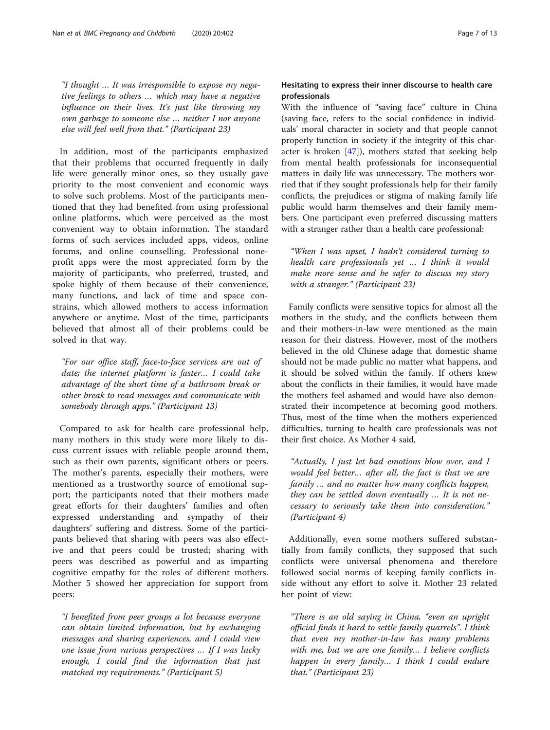"I thought … It was irresponsible to expose my negative feelings to others … which may have a negative influence on their lives. It's just like throwing my own garbage to someone else … neither I nor anyone else will feel well from that." (Participant 23)

In addition, most of the participants emphasized that their problems that occurred frequently in daily life were generally minor ones, so they usually gave priority to the most convenient and economic ways to solve such problems. Most of the participants mentioned that they had benefited from using professional online platforms, which were perceived as the most convenient way to obtain information. The standard forms of such services included apps, videos, online forums, and online counselling. Professional none-profit apps were the most appreciated form by the majority of participants, who preferred, trusted, and spoke highly of them because of their convenience, many functions, and lack of time and space constrains, which allowed mothers to access information anywhere or anytime. Most of the time, participants believed that almost all of their problems could be solved in that way.

"For our office staff, face-to-face services are out of date; the internet platform is faster… I could take advantage of the short time of a bathroom break or other break to read messages and communicate with somebody through apps." (Participant 13)

Compared to ask for health care professional help, many mothers in this study were more likely to discuss current issues with reliable people around them, such as their own parents, significant others or peers. The mother's parents, especially their mothers, were mentioned as a trustworthy source of emotional support; the participants noted that their mothers made great efforts for their daughters' families and often expressed understanding and sympathy of their daughters' suffering and distress. Some of the participants believed that sharing with peers was also effective and that peers could be trusted; sharing with peers was described as powerful and as imparting cognitive empathy for the roles of different mothers. Mother 5 showed her appreciation for support from peers:

"I benefited from peer groups a lot because everyone can obtain limited information, but by exchanging messages and sharing experiences, and I could view one issue from various perspectives … If I was lucky enough, I could find the information that just matched my requirements." (Participant 5)

### Hesitating to express their inner discourse to health care professionals

With the influence of "saving face" culture in China (saving face, refers to the social confidence in individuals' moral character in society and that people cannot properly function in society if the integrity of this character is broken [47]), mothers stated that seeking help from mental health professionals for inconsequential matters in daily life was unnecessary. The mothers worried that if they sought professionals help for their family conflicts, the prejudices or stigma of making family life public would harm themselves and their family members. One participant even preferred discussing matters with a stranger rather than a health care professional:

"When I was upset, I hadn't considered turning to health care professionals yet … I think it would make more sense and be safer to discuss my story with a stranger." (Participant 23)

Family conflicts were sensitive topics for almost all the mothers in the study, and the conflicts between them and their mothers-in-law were mentioned as the main reason for their distress. However, most of the mothers believed in the old Chinese adage that domestic shame should not be made public no matter what happens, and it should be solved within the family. If others knew about the conflicts in their families, it would have made the mothers feel ashamed and would have also demonstrated their incompetence at becoming good mothers. Thus, most of the time when the mothers experienced difficulties, turning to health care professionals was not their first choice. As Mother 4 said,

"Actually, I just let bad emotions blow over, and I would feel better… after all, the fact is that we are family … and no matter how many conflicts happen, they can be settled down eventually … It is not necessary to seriously take them into consideration." (Participant 4)

Additionally, even some mothers suffered substantially from family conflicts, they supposed that such conflicts were universal phenomena and therefore followed social norms of keeping family conflicts inside without any effort to solve it. Mother 23 related her point of view:

"There is an old saying in China, "even an upright official finds it hard to settle family quarrels". I think that even my mother-in-law has many problems with me, but we are one family… I believe conflicts happen in every family… I think I could endure that." (Participant 23)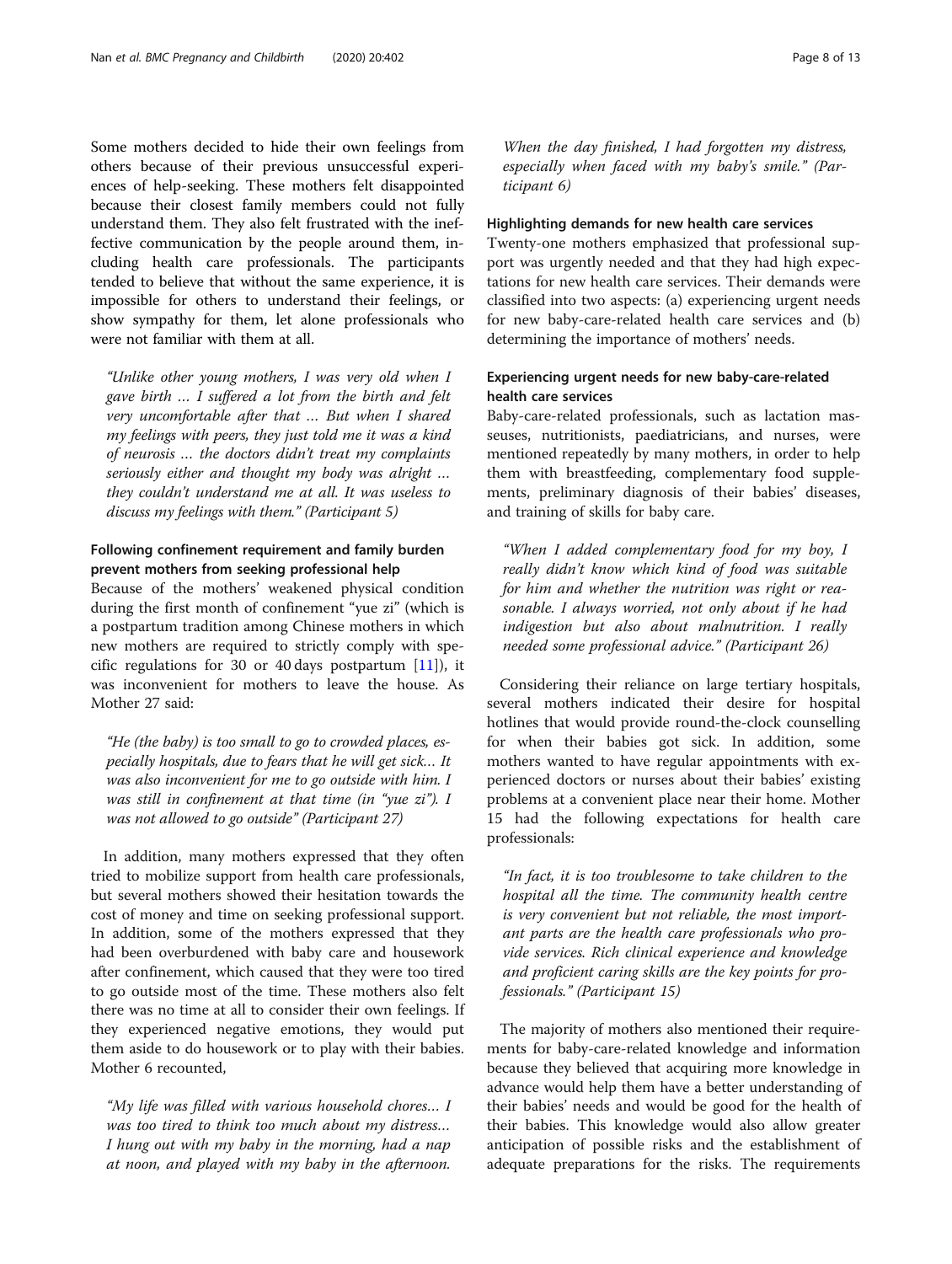Some mothers decided to hide their own feelings from others because of their previous unsuccessful experiences of help-seeking. These mothers felt disappointed because their closest family members could not fully understand them. They also felt frustrated with the ineffective communication by the people around them, including health care professionals. The participants tended to believe that without the same experience, it is impossible for others to understand their feelings, or show sympathy for them, let alone professionals who were not familiar with them at all.

> *"Unlike other young mothers, I was very old when I gave birth … I suffered a lot from the birth and felt very uncomfortable after that … But when I shared my feelings with peers, they just told me it was a kind of neurosis … the doctors didn't treat my complaints seriously either and thought my body was alright … they couldn't understand me at all. It was useless to discuss my feelings with them." (Participant 5)*

### Following confinement requirement and family burden prevent mothers from seeking professional help

Because of the mothers' weakened physical condition during the first month of confinement "yue zi" (which is a postpartum tradition among Chinese mothers in which new mothers are required to strictly comply with specific regulations for 30 or 40 days postpartum [11]), it was inconvenient for mothers to leave the house. As Mother 27 said:

> *"He (the baby) is too small to go to crowded places, especially hospitals, due to fears that he will get sick… It was also inconvenient for me to go outside with him. I was still in confinement at that time (in "yue zi"). I was not allowed to go outside" (Participant 27)*

In addition, many mothers expressed that they often tried to mobilize support from health care professionals, but several mothers showed their hesitation towards the cost of money and time on seeking professional support. In addition, some of the mothers expressed that they had been overburdened with baby care and housework after confinement, which caused that they were too tired to go outside most of the time. These mothers also felt there was no time at all to consider their own feelings. If they experienced negative emotions, they would put them aside to do housework or to play with their babies. Mother 6 recounted,

> *"My life was filled with various household chores… I was too tired to think too much about my distress… I hung out with my baby in the morning, had a nap at noon, and played with my baby in the afternoon. When the day finished, I had forgotten my distress, especially when faced with my baby's smile." (Participant 6)*

### Highlighting demands for new health care services

Twenty-one mothers emphasized that professional support was urgently needed and that they had high expectations for new health care services. Their demands were classified into two aspects: (a) experiencing urgent needs for new baby-care-related health care services and (b) determining the importance of mothers' needs.

### Experiencing urgent needs for new baby-care-related health care services

Baby-care-related professionals, such as lactation masseuses, nutritionists, paediatricians, and nurses, were mentioned repeatedly by many mothers, in order to help them with breastfeeding, complementary food supplements, preliminary diagnosis of their babies' diseases, and training of skills for baby care.

> *"When I added complementary food for my boy, I really didn't know which kind of food was suitable for him and whether the nutrition was right or reasonable. I always worried, not only about if he had indigestion but also about malnutrition. I really needed some professional advice." (Participant 26)*

Considering their reliance on large tertiary hospitals, several mothers indicated their desire for hospital hotlines that would provide round-the-clock counselling for when their babies got sick. In addition, some mothers wanted to have regular appointments with experienced doctors or nurses about their babies' existing problems at a convenient place near their home. Mother 15 had the following expectations for health care professionals:

> *"In fact, it is too troublesome to take children to the hospital all the time. The community health centre is very convenient but not reliable, the most important parts are the health care professionals who provide services. Rich clinical experience and knowledge and proficient caring skills are the key points for professionals." (Participant 15)*

The majority of mothers also mentioned their requirements for baby-care-related knowledge and information because they believed that acquiring more knowledge in advance would help them have a better understanding of their babies' needs and would be good for the health of their babies. This knowledge would also allow greater anticipation of possible risks and the establishment of adequate preparations for the risks. The requirements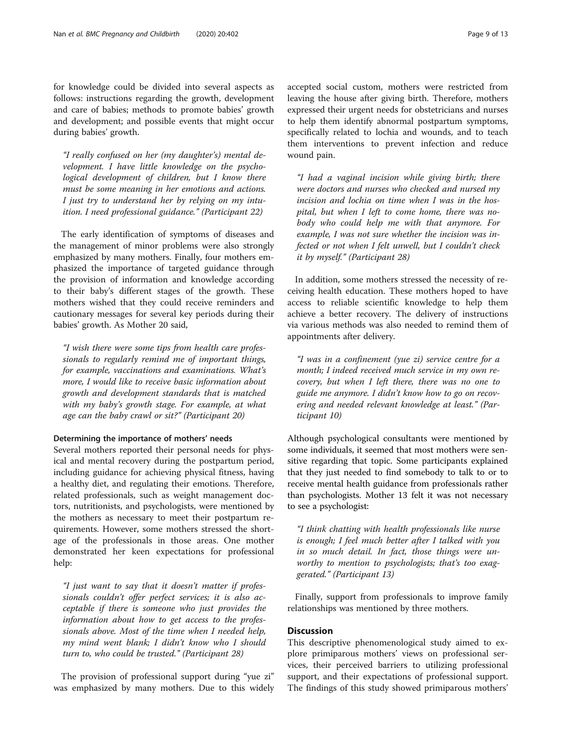for knowledge could be divided into several aspects as follows: instructions regarding the growth, development and care of babies; methods to promote babies' growth and development; and possible events that might occur during babies' growth.

> *"I really confused on her (my daughter's) mental development. I have little knowledge on the psychological development of children, but I know there must be some meaning in her emotions and actions. I just try to understand her by relying on my intuition. I need professional guidance." (Participant 22)*

The early identification of symptoms of diseases and the management of minor problems were also strongly emphasized by many mothers. Finally, four mothers emphasized the importance of targeted guidance through the provision of information and knowledge according to their baby's different stages of the growth. These mothers wished that they could receive reminders and cautionary messages for several key periods during their babies' growth. As Mother 20 said,

> *"I wish there were some tips from health care professionals to regularly remind me of important things, for example, vaccinations and examinations. What's more, I would like to receive basic information about growth and development standards that is matched with my baby's growth stage. For example, at what age can the baby crawl or sit?" (Participant 20)*

#### Determining the importance of mothers' needs

Several mothers reported their personal needs for physical and mental recovery during the postpartum period, including guidance for achieving physical fitness, having a healthy diet, and regulating their emotions. Therefore, related professionals, such as weight management doctors, nutritionists, and psychologists, were mentioned by the mothers as necessary to meet their postpartum requirements. However, some mothers stressed the shortage of the professionals in those areas. One mother demonstrated her keen expectations for professional help:

> *"I just want to say that it doesn't matter if professionals couldn't offer perfect services; it is also acceptable if there is someone who just provides the information about how to get access to the professionals above. Most of the time when I needed help, my mind went blank; I didn't know who I should turn to, who could be trusted." (Participant 28)*

The provision of professional support during "yue zi" was emphasized by many mothers. Due to this widely accepted social custom, mothers were restricted from leaving the house after giving birth. Therefore, mothers expressed their urgent needs for obstetricians and nurses to help them identify abnormal postpartum symptoms, specifically related to lochia and wounds, and to teach them interventions to prevent infection and reduce wound pain.

> *"I had a vaginal incision while giving birth; there were doctors and nurses who checked and nursed my incision and lochia on time when I was in the hospital, but when I left to come home, there was nobody who could help me with that anymore. For example, I was not sure whether the incision was infected or not when I felt unwell, but I couldn't check it by myself." (Participant 28)*

In addition, some mothers stressed the necessity of receiving health education. These mothers hoped to have access to reliable scientific knowledge to help them achieve a better recovery. The delivery of instructions via various methods was also needed to remind them of appointments after delivery.

> *"I was in a confinement (yue zi) service centre for a month; I indeed received much service in my own recovery, but when I left there, there was no one to guide me anymore. I didn't know how to go on recovering and needed relevant knowledge at least." (Participant 10)*

Although psychological consultants were mentioned by some individuals, it seemed that most mothers were sensitive regarding that topic. Some participants explained that they just needed to find somebody to talk to or to receive mental health guidance from professionals rather than psychologists. Mother 13 felt it was not necessary to see a psychologist:

> *"I think chatting with health professionals like nurse is enough; I feel much better after I talked with you in so much detail. In fact, those things were unworthy to mention to psychologists; that's too exaggerated." (Participant 13)*

Finally, support from professionals to improve family relationships was mentioned by three mothers.

## Discussion

This descriptive phenomenological study aimed to explore primiparous mothers' views on professional services, their perceived barriers to utilizing professional support, and their expectations of professional support. The findings of this study showed primiparous mothers'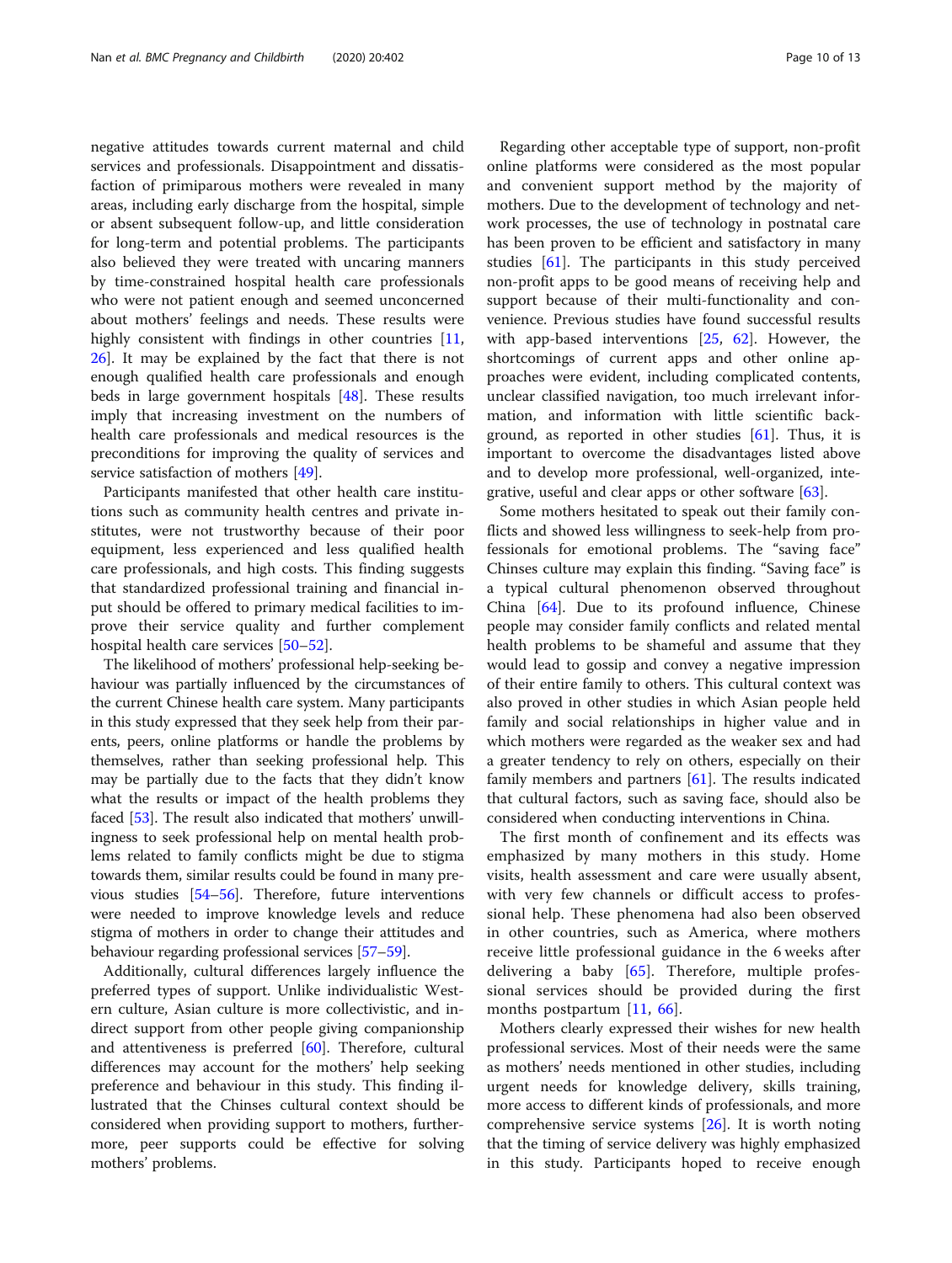negative attitudes towards current maternal and child services and professionals. Disappointment and dissatisfaction of primiparous mothers were revealed in many areas, including early discharge from the hospital, simple or absent subsequent follow-up, and little consideration for long-term and potential problems. The participants also believed they were treated with uncaring manners by time-constrained hospital health care professionals who were not patient enough and seemed unconcerned about mothers' feelings and needs. These results were highly consistent with findings in other countries [11, 26]. It may be explained by the fact that there is not enough qualified health care professionals and enough beds in large government hospitals [48]. These results imply that increasing investment on the numbers of health care professionals and medical resources is the preconditions for improving the quality of services and service satisfaction of mothers [49].

Participants manifested that other health care institutions such as community health centres and private institutes, were not trustworthy because of their poor equipment, less experienced and less qualified health care professionals, and high costs. This finding suggests that standardized professional training and financial input should be offered to primary medical facilities to improve their service quality and further complement hospital health care services [50–52].

The likelihood of mothers' professional help-seeking behaviour was partially influenced by the circumstances of the current Chinese health care system. Many participants in this study expressed that they seek help from their parents, peers, online platforms or handle the problems by themselves, rather than seeking professional help. This may be partially due to the facts that they didn't know what the results or impact of the health problems they faced [53]. The result also indicated that mothers' unwillingness to seek professional help on mental health problems related to family conflicts might be due to stigma towards them, similar results could be found in many previous studies [54–56]. Therefore, future interventions were needed to improve knowledge levels and reduce stigma of mothers in order to change their attitudes and behaviour regarding professional services [57–59].

Additionally, cultural differences largely influence the preferred types of support. Unlike individualistic Western culture, Asian culture is more collectivistic, and indirect support from other people giving companionship and attentiveness is preferred [60]. Therefore, cultural differences may account for the mothers' help seeking preference and behaviour in this study. This finding illustrated that the Chinses cultural context should be considered when providing support to mothers, furthermore, peer supports could be effective for solving mothers' problems.

Regarding other acceptable type of support, non-profit online platforms were considered as the most popular and convenient support method by the majority of mothers. Due to the development of technology and network processes, the use of technology in postnatal care has been proven to be efficient and satisfactory in many studies [61]. The participants in this study perceived non-profit apps to be good means of receiving help and support because of their multi-functionality and convenience. Previous studies have found successful results with app-based interventions [25, 62]. However, the shortcomings of current apps and other online approaches were evident, including complicated contents, unclear classified navigation, too much irrelevant information, and information with little scientific background, as reported in other studies [61]. Thus, it is important to overcome the disadvantages listed above and to develop more professional, well-organized, integrative, useful and clear apps or other software [63].

Some mothers hesitated to speak out their family conflicts and showed less willingness to seek-help from professionals for emotional problems. The "saving face" Chinses culture may explain this finding. "Saving face" is a typical cultural phenomenon observed throughout China [64]. Due to its profound influence, Chinese people may consider family conflicts and related mental health problems to be shameful and assume that they would lead to gossip and convey a negative impression of their entire family to others. This cultural context was also proved in other studies in which Asian people held family and social relationships in higher value and in which mothers were regarded as the weaker sex and had a greater tendency to rely on others, especially on their family members and partners [61]. The results indicated that cultural factors, such as saving face, should also be considered when conducting interventions in China.

The first month of confinement and its effects was emphasized by many mothers in this study. Home visits, health assessment and care were usually absent, with very few channels or difficult access to professional help. These phenomena had also been observed in other countries, such as America, where mothers receive little professional guidance in the 6 weeks after delivering a baby [65]. Therefore, multiple professional services should be provided during the first months postpartum [11, 66].

Mothers clearly expressed their wishes for new health professional services. Most of their needs were the same as mothers' needs mentioned in other studies, including urgent needs for knowledge delivery, skills training, more access to different kinds of professionals, and more comprehensive service systems [26]. It is worth noting that the timing of service delivery was highly emphasized in this study. Participants hoped to receive enough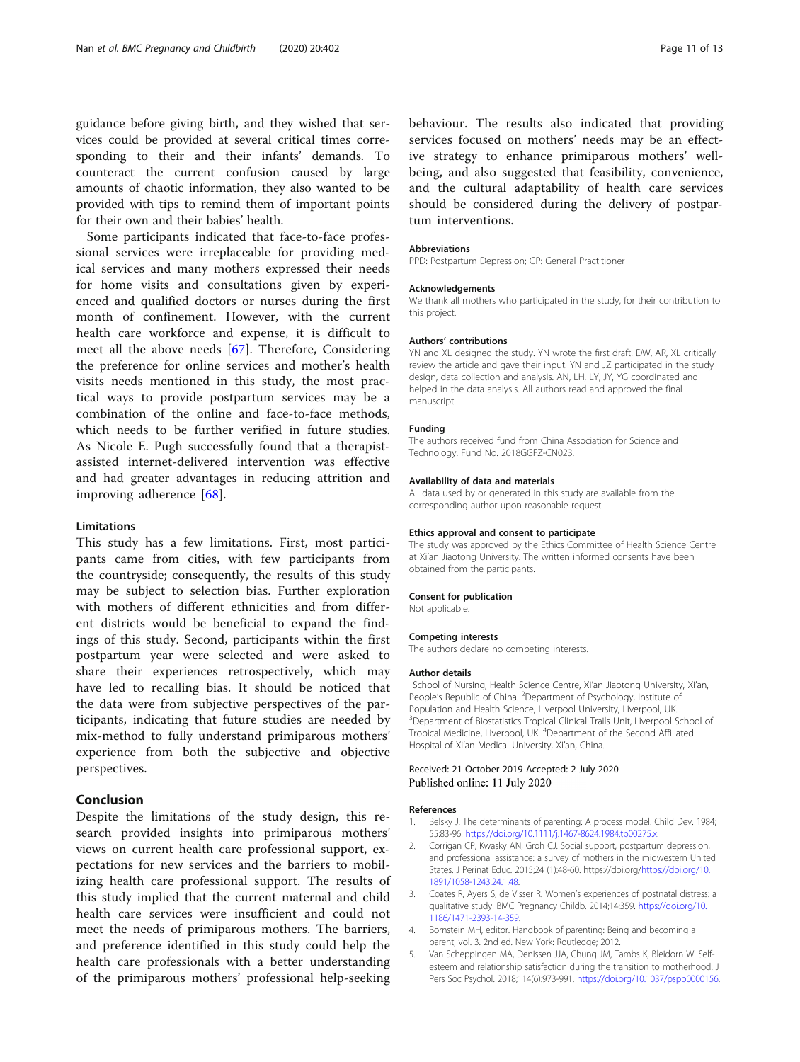guidance before giving birth, and they wished that services could be provided at several critical times corresponding to their and their infants' demands. To counteract the current confusion caused by large amounts of chaotic information, they also wanted to be provided with tips to remind them of important points for their own and their babies' health.

Some participants indicated that face-to-face professional services were irreplaceable for providing medical services and many mothers expressed their needs for home visits and consultations given by experienced and qualified doctors or nurses during the first month of confinement. However, with the current health care workforce and expense, it is difficult to meet all the above needs [67]. Therefore, Considering the preference for online services and mother's health visits needs mentioned in this study, the most practical ways to provide postpartum services may be a combination of the online and face-to-face methods, which needs to be further verified in future studies. As Nicole E. Pugh successfully found that a therapist-assisted internet-delivered intervention was effective and had greater advantages in reducing attrition and improving adherence [68].

### Limitations

This study has a few limitations. First, most participants came from cities, with few participants from the countryside; consequently, the results of this study may be subject to selection bias. Further exploration with mothers of different ethnicities and from different districts would be beneficial to expand the findings of this study. Second, participants within the first postpartum year were selected and were asked to share their experiences retrospectively, which may have led to recalling bias. It should be noticed that the data were from subjective perspectives of the participants, indicating that future studies are needed by mix-method to fully understand primiparous mothers' experience from both the subjective and objective perspectives.

## Conclusion

Despite the limitations of the study design, this research provided insights into primiparous mothers' views on current health care professional support, expectations for new services and the barriers to mobilizing health care professional support. The results of this study implied that the current maternal and child health care services were insufficient and could not meet the needs of primiparous mothers. The barriers, and preference identified in this study could help the health care professionals with a better understanding of the primiparous mothers' professional help-seeking behaviour. The results also indicated that providing services focused on mothers' needs may be an effective strategy to enhance primiparous mothers' well-being, and also suggested that feasibility, convenience, and the cultural adaptability of health care services should be considered during the delivery of postpartum interventions.

#### Abbreviations
PPD: Postpartum Depression; GP: General Practitioner

#### Acknowledgements
We thank all mothers who participated in the study, for their contribution to this project.

#### Authors' contributions
YN and XL designed the study. YN wrote the first draft. DW, AR, XL critically review the article and gave their input. YN and JZ participated in the study design, data collection and analysis. AN, LH, LY, JY, YG coordinated and helped in the data analysis. All authors read and approved the final manuscript.

#### Funding
The authors received fund from China Association for Science and Technology. Fund No. 2018GGFZ-CN023.

#### Availability of data and materials
All data used by or generated in this study are available from the corresponding author upon reasonable request.

#### Ethics approval and consent to participate
The study was approved by the Ethics Committee of Health Science Centre at Xi'an Jiaotong University. The written informed consents have been obtained from the participants.

#### Consent for publication
Not applicable.

#### Competing interests
The authors declare no competing interests.

#### Author details
[1]School of Nursing, Health Science Centre, Xi'an Jiaotong University, Xi'an, People's Republic of China. [2]Department of Psychology, Institute of Population and Health Science, Liverpool University, Liverpool, UK. [3]Department of Biostatistics Tropical Clinical Trails Unit, Liverpool School of Tropical Medicine, Liverpool, UK. [4]Department of the Second Affiliated Hospital of Xi'an Medical University, Xi'an, China.

Received: 21 October 2019 Accepted: 2 July 2020
Published online: 11 July 2020

#### References
1. Belsky J. The determinants of parenting: A process model. Child Dev. 1984; 55:83-96. https://doi.org/10.1111/j.1467-8624.1984.tb00275.x.
2. Corrigan CP, Kwasky AN, Groh CJ. Social support, postpartum depression, and professional assistance: a survey of mothers in the midwestern United States. J Perinat Educ. 2015;24 (1):48-60. https://doi.org/https://doi.org/10.1891/1058-1243.24.1.48.
3. Coates R, Ayers S, de Visser R. Women's experiences of postnatal distress: a qualitative study. BMC Pregnancy Childb. 2014;14:359. https://doi.org/10.1186/1471-2393-14-359.
4. Bornstein MH, editor. Handbook of parenting: Being and becoming a parent, vol. 3. 2nd ed. New York: Routledge; 2012.
5. Van Scheppingen MA, Denissen JJA, Chung JM, Tambs K, Bleidorn W. Self-esteem and relationship satisfaction during the transition to motherhood. J Pers Soc Psychol. 2018;114(6):973-991. https://doi.org/10.1037/pspp0000156.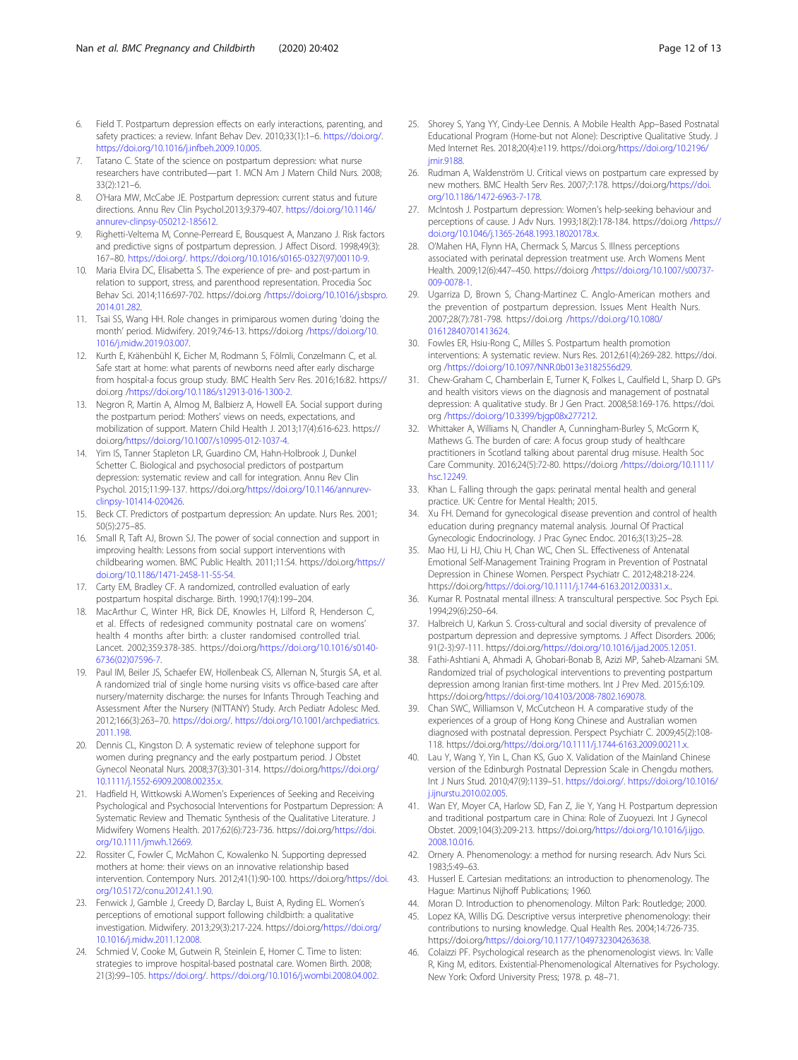6. Field T. Postpartum depression effects on early interactions, parenting, and safety practices: a review. Infant Behav Dev. 2010;33(1):1–6. https://doi.org/. https://doi.org/10.1016/j.infbeh.2009.10.005.
7. Tatano C. State of the science on postpartum depression: what nurse researchers have contributed—part 1. MCN Am J Matern Child Nurs. 2008; 33(2):121–6.
8. O'Hara MW, McCabe JE. Postpartum depression: current status and future directions. Annu Rev Clin Psychol.2013;9:379-407. https://doi.org/10.1146/annurev-clinpsy-050212-185612.
9. Righetti-Veltema M, Conne-Perreard E, Bousquest A, Manzano J. Risk factors and predictive signs of postpartum depression. J Affect Disord. 1998;49(3): 167–80. https://doi.org/. https://doi.org/10.1016/s0165-0327(97)00110-9.
10. Maria Elvira DC, Elisabetta S. The experience of pre- and post-partum in relation to support, stress, and parenthood representation. Procedia Soc Behav Sci. 2014;116:697-702. https://doi.org /https://doi.org/10.1016/j.sbspro.2014.01.282.
11. Tsai SS, Wang HH. Role changes in primiparous women during 'doing the month' period. Midwifery. 2019;74:6-13. https://doi.org /https://doi.org/10.1016/j.midw.2019.03.007.
12. Kurth E, Krähenbühl K, Eicher M, Rodmann S, Fölmli, Conzelmann C, et al. Safe start at home: what parents of newborns need after early discharge from hospital-a focus group study. BMC Health Serv Res. 2016;16:82. https://doi.org /https://doi.org/10.1186/s12913-016-1300-2.
13. Negron R, Martin A, Almog M, Balbierz A, Howell EA. Social support during the postpartum period: Mothers' views on needs, expectations, and mobilization of support. Matern Child Health J. 2013;17(4):616-623. https://doi.org/https://doi.org/10.1007/s10995-012-1037-4.
14. Yim IS, Tanner Stapleton LR, Guardino CM, Hahn-Holbrook J, Dunkel Schetter C. Biological and psychosocial predictors of postpartum depression: systematic review and call for integration. Annu Rev Clin Psychol. 2015;11:99-137. https://doi.org/https://doi.org/10.1146/annurev-clinpsy-101414-020426.
15. Beck CT. Predictors of postpartum depression: An update. Nurs Res. 2001; 50(5):275–85.
16. Small R, Taft AJ, Brown SJ. The power of social connection and support in improving health: Lessons from social support interventions with childbearing women. BMC Public Health. 2011;11:S4. https://doi.org/https://doi.org/10.1186/1471-2458-11-S5-S4.
17. Carty EM, Bradley CF. A randomized, controlled evaluation of early postpartum hospital discharge. Birth. 1990;17(4):199–204.
18. MacArthur C, Winter HR, Bick DE, Knowles H, Lilford R, Henderson C, et al. Effects of redesigned community postnatal care on womens' health 4 months after birth: a cluster randomised controlled trial. Lancet. 2002;359:378-385. https://doi.org/https://doi.org/10.1016/s0140-6736(02)07596-7.
19. Paul IM, Beiler JS, Schaefer EW, Hollenbeack CS, Alleman N, Sturgis SA, et al. A randomized trial of single home nursing visits vs office-based care after nursery/maternity discharge: the nurses for Infants Through Teaching and Assessment After the Nursery (NITTANY) Study. Arch Pediatr Adolesc Med. 2012;166(3):263–70. https://doi.org/. https://doi.org/10.1001/archpediatrics.2011.198.
20. Dennis CL, Kingston D. A systematic review of telephone support for women during pregnancy and the early postpartum period. J Obstet Gynecol Neonatal Nurs. 2008;37(3):301-314. https://doi.org/https://doi.org/10.1111/j.1552-6909.2008.00235.x.
21. Hadfield H, Wittkowski A.Women's Experiences of Seeking and Receiving Psychological and Psychosocial Interventions for Postpartum Depression: A Systematic Review and Thematic Synthesis of the Qualitative Literature. J Midwifery Womens Health. 2017;62(6):723-736. https://doi.org/https://doi.org/10.1111/jmwh.12669.
22. Rossiter C, Fowler C, McMahon C, Kowalenko N. Supporting depressed mothers at home: their views on an innovative relationship based intervention. Contemporary Nurs. 2012;41(1):90-100. https://doi.org/https://doi.org/10.5172/conu.2012.41.1.90.
23. Fenwick J, Gamble J, Creedy D, Barclay L, Buist A, Ryding EL. Women's perceptions of emotional support following childbirth: a qualitative investigation. Midwifery. 2013;29(3):217-224. https://doi.org/https://doi.org/10.1016/j.midw.2011.12.008.
24. Schmied V, Cooke M, Gutwein R, Steinlein E, Homer C. Time to listen: strategies to improve hospital-based postnatal care. Women Birth. 2008; 21(3):99–105. https://doi.org/. https://doi.org/10.1016/j.wombi.2008.04.002.
25. Shorey S, Yang YY, Cindy-Lee Dennis. A Mobile Health App–Based Postnatal Educational Program (Home-but not Alone): Descriptive Qualitative Study. J Med Internet Res. 2018;20(4):e119. https://doi.org/https://doi.org/10.2196/jmir.9188.
26. Rudman A, Waldenström U. Critical views on postpartum care expressed by new mothers. BMC Health Serv Res. 2007;7:178. https://doi.org/https://doi.org/10.1186/1472-6963-7-178.
27. McIntosh J. Postpartum depression: Women's help-seeking behaviour and perceptions of cause. J Adv Nurs. 1993;18(2):178-184. https://doi.org /https://doi.org/10.1046/j.1365-2648.1993.18020178.x.
28. O'Mahen HA, Flynn HA, Chermack S, Marcus S. Illness perceptions associated with perinatal depression treatment use. Arch Womens Ment Health. 2009;12(6):447–450. https://doi.org /https://doi.org/10.1007/s00737-009-0078-1.
29. Ugarriza D, Brown S, Chang-Martinez C. Anglo-American mothers and the prevention of postpartum depression. Issues Ment Health Nurs. 2007;28(7):781-798. https://doi.org /https://doi.org/10.1080/01612840701413624.
30. Fowles ER, Hsiu-Rong C, Milles S. Postpartum health promotion interventions: A systematic review. Nurs Res. 2012;61(4):269-282. https://doi.org /https://doi.org/10.1097/NNR.0b013e3182556d29.
31. Chew-Graham C, Chamberlain E, Turner K, Folkes L, Caulfield L, Sharp D. GPs and health visitors views on the diagnosis and management of postnatal depression: A qualitative study. Br J Gen Pract. 2008;58:169-176. https://doi.org /https://doi.org/10.3399/bjgp08x277212.
32. Whittaker A, Williams N, Chandler A, Cunningham-Burley S, McGorm K, Mathews G. The burden of care: A focus group study of healthcare practitioners in Scotland talking about parental drug misuse. Health Soc Care Community. 2016;24(5):72-80. https://doi.org /https://doi.org/10.1111/hsc.12249.
33. Khan L. Falling through the gaps: perinatal mental health and general practice. UK: Centre for Mental Health; 2015.
34. Xu FH. Demand for gynecological disease prevention and control of health education during pregnancy maternal analysis. Journal Of Practical Gynecologic Endocrinology. J Prac Gynec Endoc. 2016;3(13):25–28.
35. Mao HJ, Li HJ, Chiu H, Chan WC, Chen SL. Effectiveness of Antenatal Emotional Self-Management Training Program in Prevention of Postnatal Depression in Chinese Women. Perspect Psychiatr C. 2012;48:218-224. https://doi.org/https://doi.org/10.1111/j.1744-6163.2012.00331.x.
36. Kumar R. Postnatal mental illness: A transcultural perspective. Soc Psych Epi. 1994;29(6):250–64.
37. Halbreich U, Karkun S. Cross-cultural and social diversity of prevalence of postpartum depression and depressive symptoms. J Affect Disorders. 2006; 91(2-3):97-111. https://doi.org/https://doi.org/10.1016/j.jad.2005.12.051.
38. Fathi-Ashtiani A, Ahmadi A, Ghobari-Bonab B, Azizi MP, Saheb-Alzamani SM. Randomized trial of psychological interventions to preventing postpartum depression among Iranian first-time mothers. Int J Prev Med. 2015;6:109. https://doi.org/https://doi.org/10.4103/2008-7802.169078.
39. Chan SWC, Williamson V, McCutcheon H. A comparative study of the experiences of a group of Hong Kong Chinese and Australian women diagnosed with postnatal depression. Perspect Psychiatr C. 2009;45(2):108-118. https://doi.org/https://doi.org/10.1111/j.1744-6163.2009.00211.x.
40. Lau Y, Wang Y, Yin L, Chan KS, Guo X. Validation of the Mainland Chinese version of the Edinburgh Postnatal Depression Scale in Chengdu mothers. Int J Nurs Stud. 2010;47(9):1139–51. https://doi.org/. https://doi.org/10.1016/j.ijnurstu.2010.02.005.
41. Wan EY, Moyer CA, Harlow SD, Fan Z, Jie Y, Yang H. Postpartum depression and traditional postpartum care in China: Role of Zuoyuezi. Int J Gynecol Obstet. 2009;104(3):209-213. https://doi.org/https://doi.org/10.1016/j.ijgo.2008.10.016.
42. Ornery A. Phenomenology: a method for nursing research. Adv Nurs Sci. 1983;5:49–63.
43. Husserl E. Cartesian meditations: an introduction to phenomenology. The Hague: Martinus Nijhoff Publications; 1960.
44. Moran D. Introduction to phenomenology. Milton Park: Routledge; 2000.
45. Lopez KA, Willis DG. Descriptive versus interpretive phenomenology: their contributions to nursing knowledge. Qual Health Res. 2004;14:726-735. https://doi.org/https://doi.org/10.1177/1049732304263638.
46. Colaizzi PF. Psychological research as the phenomenologist views. In: Valle R, King M, editors. Existential-Phenomenological Alternatives for Psychology. New York: Oxford University Press; 1978. p. 48–71.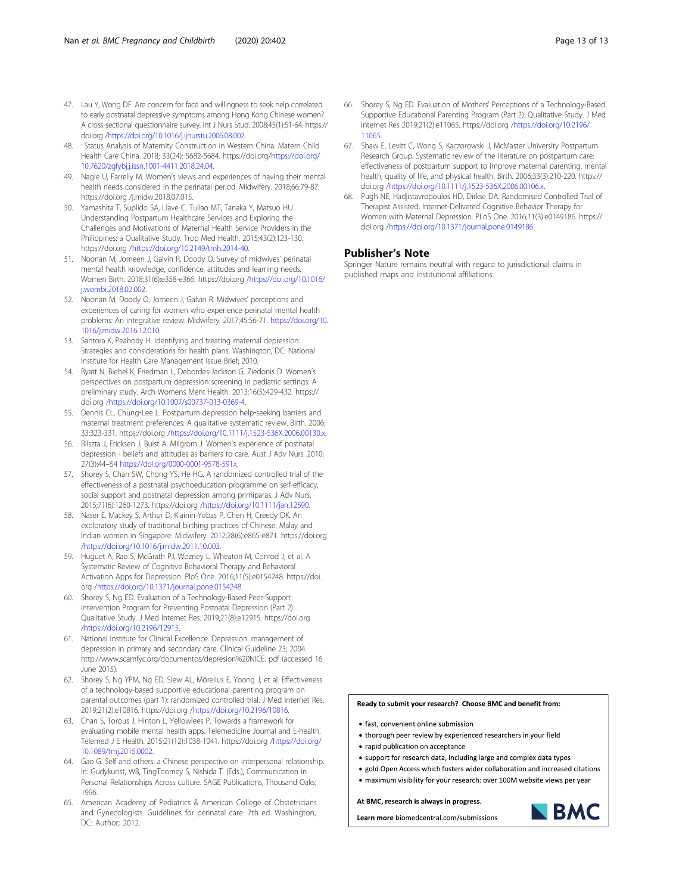47. Lau Y, Wong DF. Are concern for face and willingness to seek help correlated to early postnatal depressive symptoms among Hong Kong Chinese women? A cross-sectional questionnaire survey. Int J Nurs Stud. 2008;45(1):51-64. https://doi.org /https://doi.org/10.1016/j.ijnurstu.2006.08.002.
48. · Status Analysis of Maternity Construction in Western China. Matern Child Health Care China. 2018; 33(24): 5682-5684. https://doi.org/https://doi.org/10.7620/zgfybj.j.issn.1001-4411.2018.24.04.
49. Nagle U, Farrelly M. Women's views and experiences of having their mental health needs considered in the perinatal period. Midwifery. 2018;66:79-87. https://doi.org /j.midw.2018.07.015.
50. Yamashita T, Suplido SA, Llave C, Tuliao MT, Tanaka Y, Matsuo HU. Understanding Postpartum Healthcare Services and Exploring the Challenges and Motivations of Maternal Health Service Providers in the Philippines: a Qualitative Study. Trop Med Health. 2015;43(2):123-130. https://doi.org /https://doi.org/10.2149/tmh.2014-40.
51. Noonan M, Jomeen J, Galvin R, Doody O. Survey of midwives' perinatal mental health knowledge, confidence, attitudes and learning needs. Women Birth. 2018;31(6):e358-e366. https://doi.org /https://doi.org/10.1016/j.wombi.2018.02.002.
52. Noonan M, Doody O, Jomeen J, Galvin R. Midwives' perceptions and experiences of caring for women who experience perinatal mental health problems: An integrative review. Midwifery. 2017;45:56-71. https://doi.org/10.1016/j.midw.2016.12.010.
53. Santora K, Peabody H. Identifying and treating maternal depression: Strategies and considerations for health plans. Washington, DC: National Institute for Health Care Management Issue Brief; 2010.
54. Byatt N, Biebel K, Friedman L, Debordes-Jackson G, Ziedonis D. Women's perspectives on postpartum depression screening in pediatric settings: A preliminary study. Arch Womens Ment Health. 2013;16(5):429-432. https://doi.org /https://doi.org/10.1007/s00737-013-0369-4.
55. Dennis CL, Chung-Lee L. Postpartum depression help-seeking barriers and maternal treatment preferences: A qualitative systematic review. Birth. 2006; 33:323-331. https://doi.org /https://doi.org/10.1111/j.1523-536X.2006.00130.x.
56. Bilszta J, Ericksen J, Buist A, Milgrom J. Women's experience of postnatal depression - beliefs and attitudes as barriers to care. Aust J Adv Nurs. 2010; 27(3):44–54 https://doi.org/0000-0001-9578-591x.
57. Shorey S, Chan SW, Chong YS, He HG. A randomized controlled trial of the effectiveness of a postnatal psychoeducation programme on self-efficacy, social support and postnatal depression among primiparas. J Adv Nurs. 2015;71(6):1260-1273. https://doi.org /https://doi.org/10.1111/jan.12590.
58. Naser E, Mackey S, Arthur D, Klainin-Yobas P, Chen H, Creedy DK. An exploratory study of traditional birthing practices of Chinese, Malay and Indian women in Singapore. Midwifery. 2012;28(6):e865-e871. https://doi.org /https://doi.org/10.1016/j.midw.2011.10.003.
59. Huguet A, Rao S, McGrath PJ, Wozney L, Wheaton M, Conrod J, et al. A Systematic Review of Cognitive Behavioral Therapy and Behavioral Activation Apps for Depression. PloS One. 2016;11(5):e0154248. https://doi.org /https://doi.org/10.1371/journal.pone.0154248.
60. Shorey S, Ng ED. Evaluation of a Technology-Based Peer-Support Intervention Program for Preventing Postnatal Depression (Part 2): Qualitative Study. J Med Internet Res. 2019;21(8):e12915. https://doi.org /https://doi.org/10.2196/12915.
61. National Institute for Clinical Excellence. Depression: management of depression in primary and secondary care. Clinical Guideline 23; 2004. http://www.scamfyc.org/documentos/depresion%20NICE. pdf (accessed 16 June 2015).
62. Shorey S, Ng YPM, Ng ED, Siew AL, Mörelius E, Yoong J, et al. Effectiveness of a technology-based supportive educational parenting program on parental outcomes (part 1): randomized controlled trial. J Med Internet Res. 2019;21(2):e10816. https://doi.org /https://doi.org/10.2196/10816.
63. Chan S, Torous J, Hinton L, Yellowlees P. Towards a framework for evaluating mobile mental health apps. Telemedicine Journal and E-health. Telemed J E Health. 2015;21(12):1038-1041. https://doi.org /https://doi.org/10.1089/tmj.2015.0002.
64. Gao G. Self and others: a Chinese perspective on interpersonal relationship. In: Gudykunst, WB, TingToomey S, Nishida T. (Eds.), Communication in Personal Relationships Across culture. SAGE Publications, Thousand Oaks; 1996.
65. American Academy of Pediatrics & American College of Obstetricians and Gynecologists. Guidelines for perinatal care. 7th ed. Washington, DC: Author; 2012.
66. Shorey S, Ng ED. Evaluation of Mothers' Perceptions of a Technology-Based Supportive Educational Parenting Program (Part 2): Qualitative Study. J Med Internet Res 2019;21(2):e11065. https://doi.org /https://doi.org/10.2196/11065.
67. Shaw E, Levitt C, Wong S, Kaczorowski J, McMaster University Postpartum Research Group. Systematic review of the literature on postpartum care: effectiveness of postpartum support to improve maternal parenting, mental health, quality of life, and physical health. Birth. 2006;33(3):210-220. https://doi.org /https://doi.org/10.1111/j.1523-536X.2006.00106.x.
68. Pugh NE, Hadjistavropoulos HD, Dirkse DA. Randomised Controlled Trial of Therapist Assisted, Internet-Delivered Cognitive Behavior Therapy for Women with Maternal Depression. PLoS One. 2016;11(3):e0149186. https://doi.org /https://doi.org/10.1371/journal.pone.0149186.

## Publisher's Note

Springer Nature remains neutral with regard to jurisdictional claims in published maps and institutional affiliations.

**Ready to submit your research? Choose BMC and benefit from:**

- fast, convenient online submission
- thorough peer review by experienced researchers in your field
- rapid publication on acceptance
- support for research data, including large and complex data types
- gold Open Access which fosters wider collaboration and increased citations
- maximum visibility for your research: over 100M website views per year

**At BMC, research is always in progress.**

**Learn more** biomedcentral.com/submissions

BMC